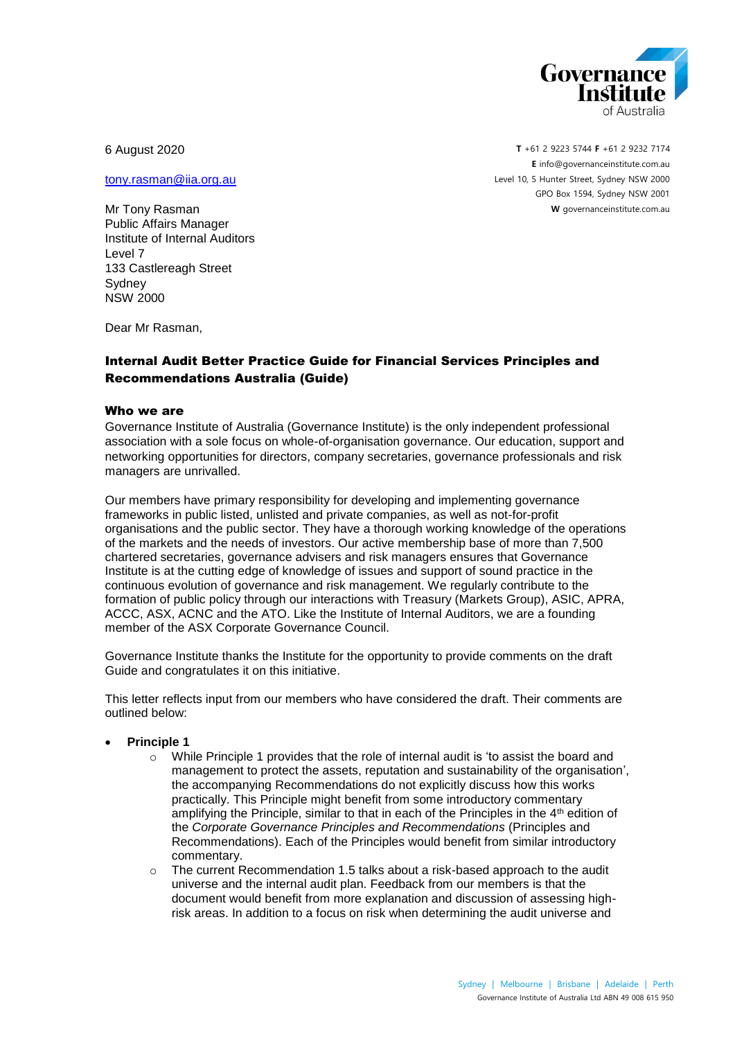Governance Institute of Australia

6 August 2020

T +61 2 9223 5744 F +61 2 9232 7174
E info@governanceinstitute.com.au
Level 10, 5 Hunter Street, Sydney NSW 2000
GPO Box 1594, Sydney NSW 2001
W governanceinstitute.com.au

tony.rasman@iia.org.au

Mr Tony Rasman
Public Affairs Manager
Institute of Internal Auditors
Level 7
133 Castlereagh Street
Sydney
NSW 2000

Dear Mr Rasman,

## Internal Audit Better Practice Guide for Financial Services Principles and Recommendations Australia (Guide)

### Who we are

Governance Institute of Australia (Governance Institute) is the only independent professional association with a sole focus on whole-of-organisation governance. Our education, support and networking opportunities for directors, company secretaries, governance professionals and risk managers are unrivalled.

Our members have primary responsibility for developing and implementing governance frameworks in public listed, unlisted and private companies, as well as not-for-profit organisations and the public sector. They have a thorough working knowledge of the operations of the markets and the needs of investors. Our active membership base of more than 7,500 chartered secretaries, governance advisers and risk managers ensures that Governance Institute is at the cutting edge of knowledge of issues and support of sound practice in the continuous evolution of governance and risk management. We regularly contribute to the formation of public policy through our interactions with Treasury (Markets Group), ASIC, APRA, ACCC, ASX, ACNC and the ATO. Like the Institute of Internal Auditors, we are a founding member of the ASX Corporate Governance Council.

Governance Institute thanks the Institute for the opportunity to provide comments on the draft Guide and congratulates it on this initiative.

This letter reflects input from our members who have considered the draft. Their comments are outlined below:

- **Principle 1**
  - While Principle 1 provides that the role of internal audit is 'to assist the board and management to protect the assets, reputation and sustainability of the organisation', the accompanying Recommendations do not explicitly discuss how this works practically. This Principle might benefit from some introductory commentary amplifying the Principle, similar to that in each of the Principles in the 4th edition of the *Corporate Governance Principles and Recommendations* (Principles and Recommendations). Each of the Principles would benefit from similar introductory commentary.
  - The current Recommendation 1.5 talks about a risk-based approach to the audit universe and the internal audit plan. Feedback from our members is that the document would benefit from more explanation and discussion of assessing high-risk areas. In addition to a focus on risk when determining the audit universe and

Sydney | Melbourne | Brisbane | Adelaide | Perth
Governance Institute of Australia Ltd ABN 49 008 615 950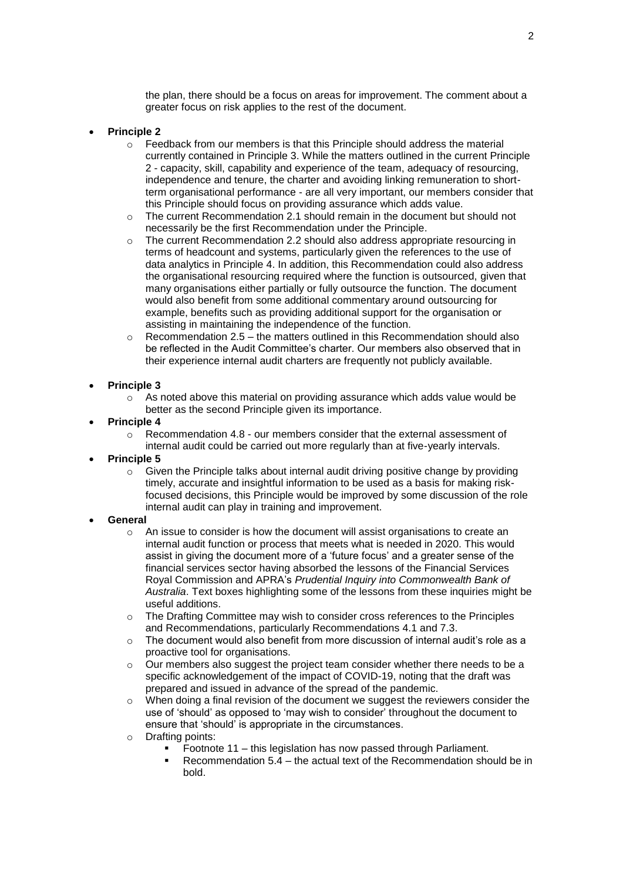the plan, there should be a focus on areas for improvement. The comment about a greater focus on risk applies to the rest of the document.

- **Principle 2**
  - Feedback from our members is that this Principle should address the material currently contained in Principle 3. While the matters outlined in the current Principle 2 - capacity, skill, capability and experience of the team, adequacy of resourcing, independence and tenure, the charter and avoiding linking remuneration to short-term organisational performance - are all very important, our members consider that this Principle should focus on providing assurance which adds value.
  - The current Recommendation 2.1 should remain in the document but should not necessarily be the first Recommendation under the Principle.
  - The current Recommendation 2.2 should also address appropriate resourcing in terms of headcount and systems, particularly given the references to the use of data analytics in Principle 4. In addition, this Recommendation could also address the organisational resourcing required where the function is outsourced, given that many organisations either partially or fully outsource the function. The document would also benefit from some additional commentary around outsourcing for example, benefits such as providing additional support for the organisation or assisting in maintaining the independence of the function.
  - Recommendation 2.5 – the matters outlined in this Recommendation should also be reflected in the Audit Committee's charter. Our members also observed that in their experience internal audit charters are frequently not publicly available.

- **Principle 3**
  - As noted above this material on providing assurance which adds value would be better as the second Principle given its importance.
- **Principle 4**
  - Recommendation 4.8 - our members consider that the external assessment of internal audit could be carried out more regularly than at five-yearly intervals.
- **Principle 5**
  - Given the Principle talks about internal audit driving positive change by providing timely, accurate and insightful information to be used as a basis for making risk-focused decisions, this Principle would be improved by some discussion of the role internal audit can play in training and improvement.
- **General**
  - An issue to consider is how the document will assist organisations to create an internal audit function or process that meets what is needed in 2020. This would assist in giving the document more of a 'future focus' and a greater sense of the financial services sector having absorbed the lessons of the Financial Services Royal Commission and APRA's *Prudential Inquiry into Commonwealth Bank of Australia*. Text boxes highlighting some of the lessons from these inquiries might be useful additions.
  - The Drafting Committee may wish to consider cross references to the Principles and Recommendations, particularly Recommendations 4.1 and 7.3.
  - The document would also benefit from more discussion of internal audit's role as a proactive tool for organisations.
  - Our members also suggest the project team consider whether there needs to be a specific acknowledgement of the impact of COVID-19, noting that the draft was prepared and issued in advance of the spread of the pandemic.
  - When doing a final revision of the document we suggest the reviewers consider the use of 'should' as opposed to 'may wish to consider' throughout the document to ensure that 'should' is appropriate in the circumstances.
  - Drafting points:
    - Footnote 11 – this legislation has now passed through Parliament.
    - Recommendation 5.4 – the actual text of the Recommendation should be in bold.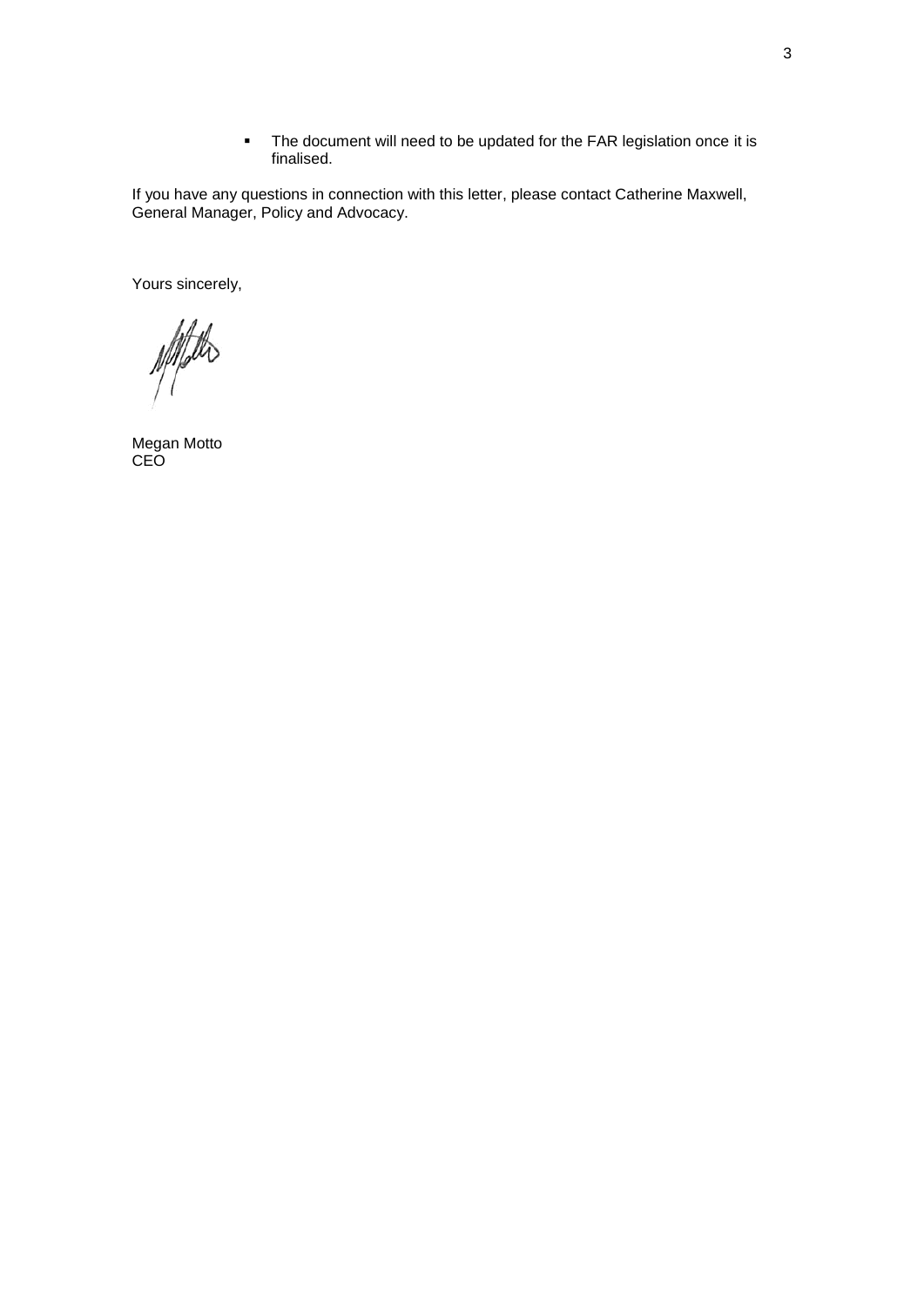- The document will need to be updated for the FAR legislation once it is finalised.

If you have any questions in connection with this letter, please contact Catherine Maxwell, General Manager, Policy and Advocacy.

Yours sincerely,

Megan Motto
CEO